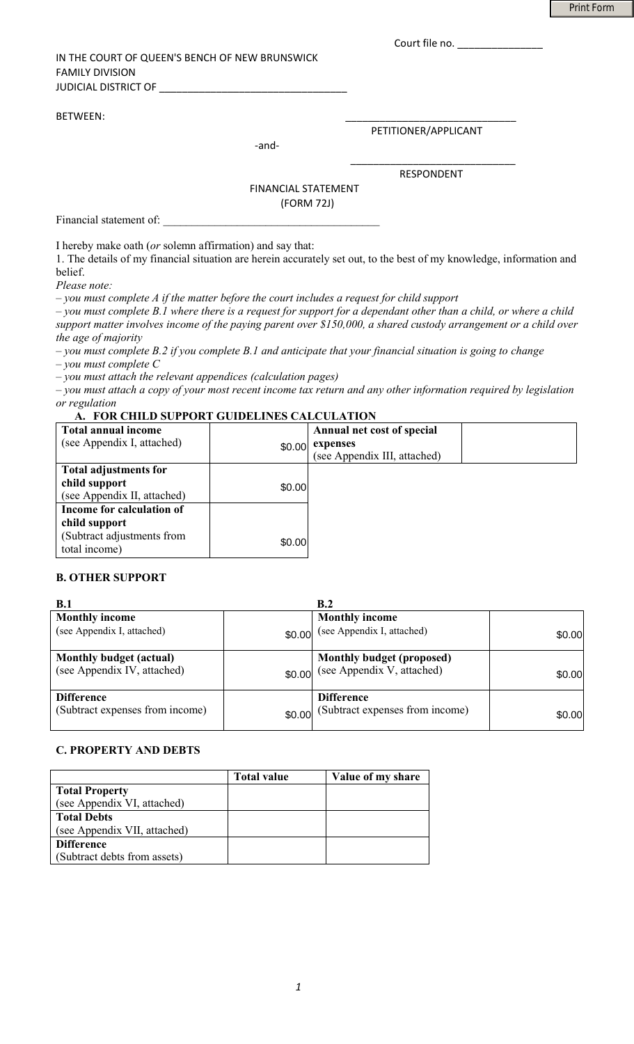Print Form

Court file no. _______________

IN THE COURT OF QUEEN'S BENCH OF NEW BRUNSWICK
FAMILY DIVISION
JUDICIAL DISTRICT OF ___________________________________

BETWEEN:

_______________________________
PETITIONER/APPLICANT

-and-

_______________________________
RESPONDENT

FINANCIAL STATEMENT
(FORM 72J)

Financial statement of: _______________________________________

I hereby make oath (*or* solemn affirmation) and say that:

1. The details of my financial situation are herein accurately set out, to the best of my knowledge, information and belief.

*Please note:*

*– you must complete A if the matter before the court includes a request for child support*

*– you must complete B.1 where there is a request for support for a dependant other than a child, or where a child support matter involves income of the paying parent over $150,000, a shared custody arrangement or a child over the age of majority*

*– you must complete B.2 if you complete B.1 and anticipate that your financial situation is going to change*

*– you must complete C*

*– you must attach the relevant appendices (calculation pages)*

*– you must attach a copy of your most recent income tax return and any other information required by legislation or regulation*

### A. FOR CHILD SUPPORT GUIDELINES CALCULATION

| | | | |
|---|---|---|---|
| **Total annual income** (see Appendix I, attached) | $0.00 | **Annual net cost of special expenses** (see Appendix III, attached) | |
| **Total adjustments for child support** (see Appendix II, attached) | $0.00 | | |
| **Income for calculation of child support** (Subtract adjustments from total income) | $0.00 | | |

### B. OTHER SUPPORT

| **B.1** | | **B.2** | |
|---|---|---|---|
| **Monthly income** (see Appendix I, attached) | $0.00 | **Monthly income** (see Appendix I, attached) | $0.00 |
| **Monthly budget (actual)** (see Appendix IV, attached) | $0.00 | **Monthly budget (proposed)** (see Appendix V, attached) | $0.00 |
| **Difference** (Subtract expenses from income) | $0.00 | **Difference** (Subtract expenses from income) | $0.00 |

### C. PROPERTY AND DEBTS

| | **Total value** | **Value of my share** |
|---|---|---|
| **Total Property** (see Appendix VI, attached) | | |
| **Total Debts** (see Appendix VII, attached) | | |
| **Difference** (Subtract debts from assets) | | |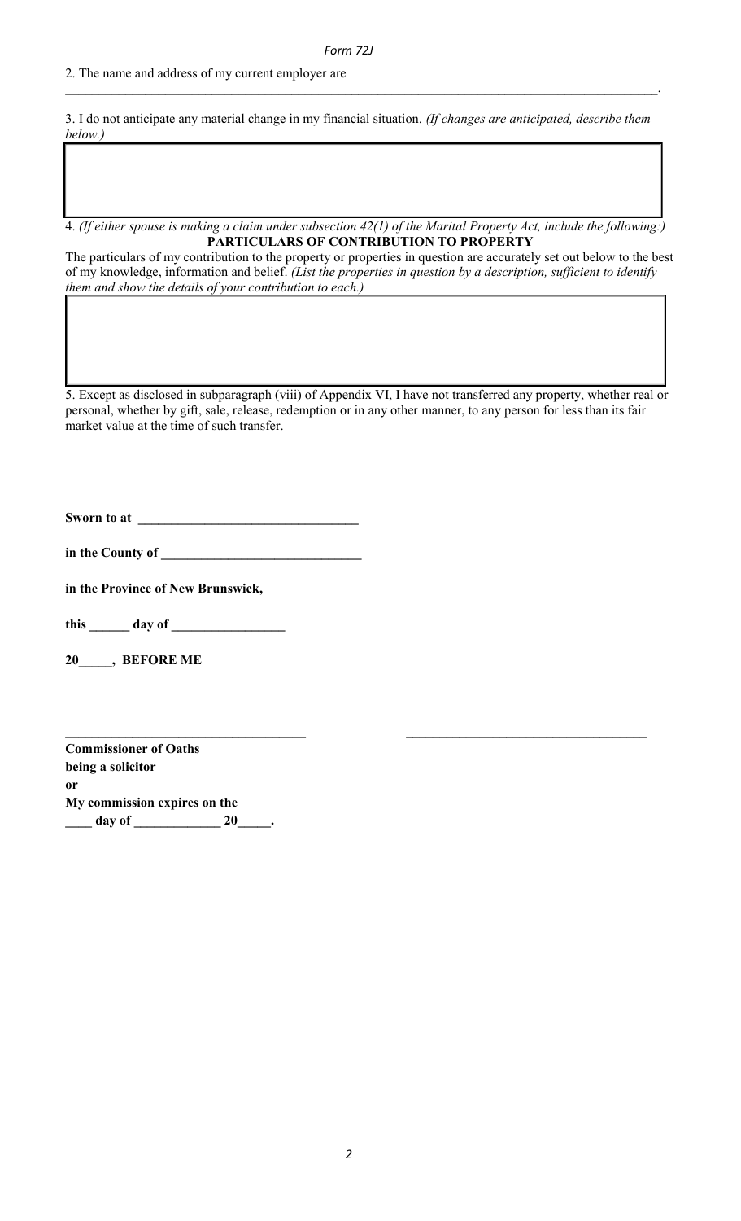2. The name and address of my current employer are

\_\_\_\_\_\_\_\_\_\_\_\_\_\_\_\_\_\_\_\_\_\_\_\_\_\_\_\_\_\_\_\_\_\_\_\_\_\_\_\_\_\_\_\_\_\_\_\_\_\_\_\_\_\_\_\_\_\_\_\_\_\_\_\_\_\_\_\_\_\_\_\_\_\_\_\_\_\_\_\_\_\_\_\_\_\_\_\_.

3. I do not anticipate any material change in my financial situation. *(If changes are anticipated, describe them below.)*

| |
|---|
| |

4. *(If either spouse is making a claim under subsection 42(1) of the Marital Property Act, include the following:)*

**PARTICULARS OF CONTRIBUTION TO PROPERTY**

The particulars of my contribution to the property or properties in question are accurately set out below to the best of my knowledge, information and belief. *(List the properties in question by a description, sufficient to identify them and show the details of your contribution to each.)*

| |
|---|
| |

5. Except as disclosed in subparagraph (viii) of Appendix VI, I have not transferred any property, whether real or personal, whether by gift, sale, release, redemption or in any other manner, to any person for less than its fair market value at the time of such transfer.

**Sworn to at \_\_\_\_\_\_\_\_\_\_\_\_\_\_\_\_\_\_\_\_\_\_\_\_\_\_\_\_\_\_\_\_\_**

**in the County of \_\_\_\_\_\_\_\_\_\_\_\_\_\_\_\_\_\_\_\_\_\_\_\_\_\_\_\_\_\_**

**in the Province of New Brunswick,**

**this \_\_\_\_\_\_ day of \_\_\_\_\_\_\_\_\_\_\_\_\_\_\_\_\_**

**20\_\_\_\_\_, BEFORE ME**

**\_\_\_\_\_\_\_\_\_\_\_\_\_\_\_\_\_\_\_\_\_\_\_\_\_\_\_\_\_\_\_\_\_\_\_\_** \_\_\_\_\_\_\_\_\_\_\_\_\_\_\_\_\_\_\_\_\_\_\_\_\_\_\_\_\_\_\_\_\_\_\_\_\_

**Commissioner of Oaths**
**being a solicitor**
**or**
**My commission expires on the**
**\_\_\_\_ day of \_\_\_\_\_\_\_\_\_\_\_\_\_ 20\_\_\_\_\_.**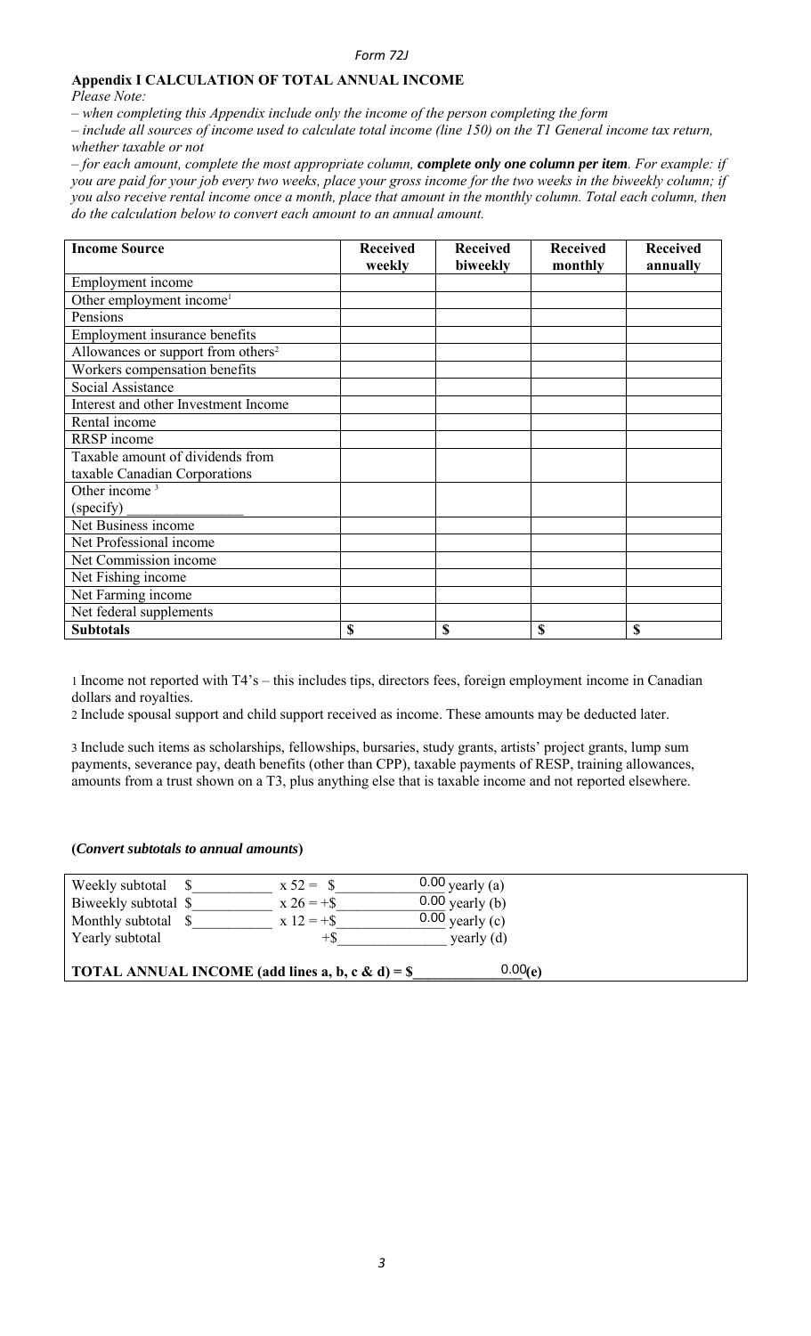Form 72J

**Appendix I CALCULATION OF TOTAL ANNUAL INCOME**

*Please Note:*

*– when completing this Appendix include only the income of the person completing the form*

*– include all sources of income used to calculate total income (line 150) on the T1 General income tax return, whether taxable or not*

*– for each amount, complete the most appropriate column,* ***complete only one column per item****. For example: if you are paid for your job every two weeks, place your gross income for the two weeks in the biweekly column; if you also receive rental income once a month, place that amount in the monthly column. Total each column, then do the calculation below to convert each amount to an annual amount.*

| Income Source | Received weekly | Received biweekly | Received monthly | Received annually |
|---|---|---|---|---|
| Employment income | | | | |
| Other employment income[1] | | | | |
| Pensions | | | | |
| Employment insurance benefits | | | | |
| Allowances or support from others[2] | | | | |
| Workers compensation benefits | | | | |
| Social Assistance | | | | |
| Interest and other Investment Income | | | | |
| Rental income | | | | |
| RRSP income | | | | |
| Taxable amount of dividends from taxable Canadian Corporations | | | | |
| Other income [3] (specify) ________________ | | | | |
| Net Business income | | | | |
| Net Professional income | | | | |
| Net Commission income | | | | |
| Net Fishing income | | | | |
| Net Farming income | | | | |
| Net federal supplements | | | | |
| **Subtotals** | **$** | **$** | **$** | **$** |

1 Income not reported with T4's – this includes tips, directors fees, foreign employment income in Canadian dollars and royalties.

2 Include spousal support and child support received as income. These amounts may be deducted later.

3 Include such items as scholarships, fellowships, bursaries, study grants, artists' project grants, lump sum payments, severance pay, death benefits (other than CPP), taxable payments of RESP, training allowances, amounts from a trust shown on a T3, plus anything else that is taxable income and not reported elsewhere.

**(*Convert subtotals to annual amounts*)**

Weekly subtotal $__________ x 52 = $ 0.00 yearly (a)

Biweekly subtotal $__________ x 26 = +$ 0.00 yearly (b)

Monthly subtotal $__________ x 12 = +$ 0.00 yearly (c)

Yearly subtotal +$______________ yearly (d)

**TOTAL ANNUAL INCOME (add lines a, b, c & d) = $** 0.00 **(e)**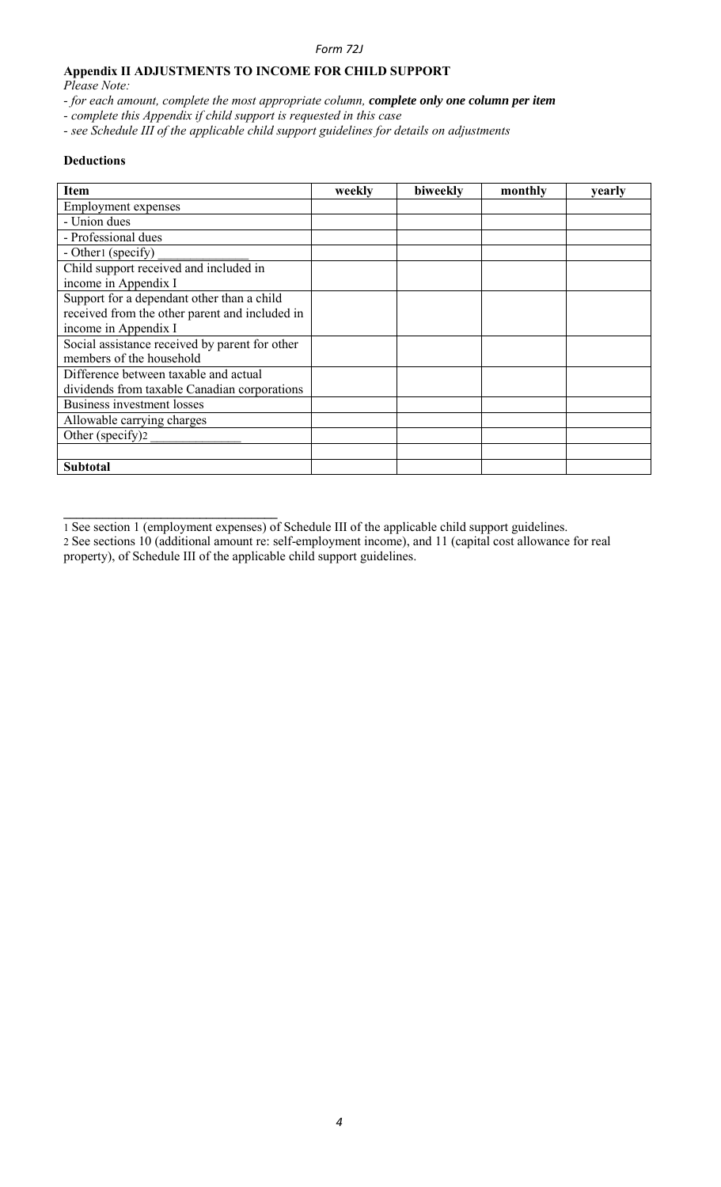**Appendix II ADJUSTMENTS TO INCOME FOR CHILD SUPPORT**

*Please Note:*

- *for each amount, complete the most appropriate column,* ***complete only one column per item***
- *complete this Appendix if child support is requested in this case*
- *see Schedule III of the applicable child support guidelines for details on adjustments*

**Deductions**

| Item | weekly | biweekly | monthly | yearly |
|---|---|---|---|---|
| Employment expenses | | | | |
| - Union dues | | | | |
| - Professional dues | | | | |
| - Other[1] (specify) ______________ | | | | |
| Child support received and included in income in Appendix I | | | | |
| Support for a dependant other than a child received from the other parent and included in income in Appendix I | | | | |
| Social assistance received by parent for other members of the household | | | | |
| Difference between taxable and actual dividends from taxable Canadian corporations | | | | |
| Business investment losses | | | | |
| Allowable carrying charges | | | | |
| Other (specify)[2] ______________ | | | | |
| | | | | |
| **Subtotal** | | | | |

________________________________

1 See section 1 (employment expenses) of Schedule III of the applicable child support guidelines.

2 See sections 10 (additional amount re: self-employment income), and 11 (capital cost allowance for real property), of Schedule III of the applicable child support guidelines.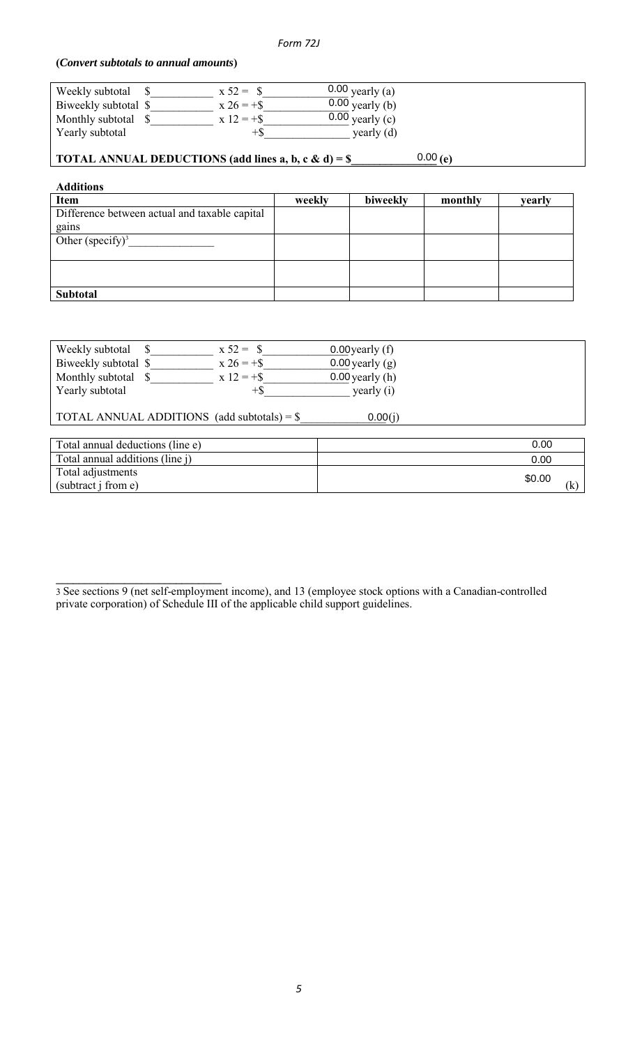**(*Convert subtotals to annual amounts*)**

Weekly subtotal $__________ x 52 = $__________ 0.00 yearly (a)
Biweekly subtotal $__________ x 26 = +$__________ 0.00 yearly (b)
Monthly subtotal $__________ x 12 = +$__________ 0.00 yearly (c)
Yearly subtotal +$__________ yearly (d)

**TOTAL ANNUAL DEDUCTIONS (add lines a, b, c & d) = $__________ 0.00 (e)**

**Additions**

| Item | weekly | biweekly | monthly | yearly |
|---|---|---|---|---|
| Difference between actual and taxable capital gains | | | | |
| Other (specify)[3] _______________ | | | | |
| | | | | |
| **Subtotal** | | | | |

Weekly subtotal $__________ x 52 = $__________ 0.00 yearly (f)
Biweekly subtotal $__________ x 26 = +$__________ 0.00 yearly (g)
Monthly subtotal $__________ x 12 = +$__________ 0.00 yearly (h)
Yearly subtotal +$__________ yearly (i)

TOTAL ANNUAL ADDITIONS (add subtotals) = $__________ 0.00 (j)

| | |
|---|---|
| Total annual deductions (line e) | 0.00 |
| Total annual additions (line j) | 0.00 |
| Total adjustments (subtract j from e) | $0.00 (k) |

---

3 See sections 9 (net self-employment income), and 13 (employee stock options with a Canadian-controlled private corporation) of Schedule III of the applicable child support guidelines.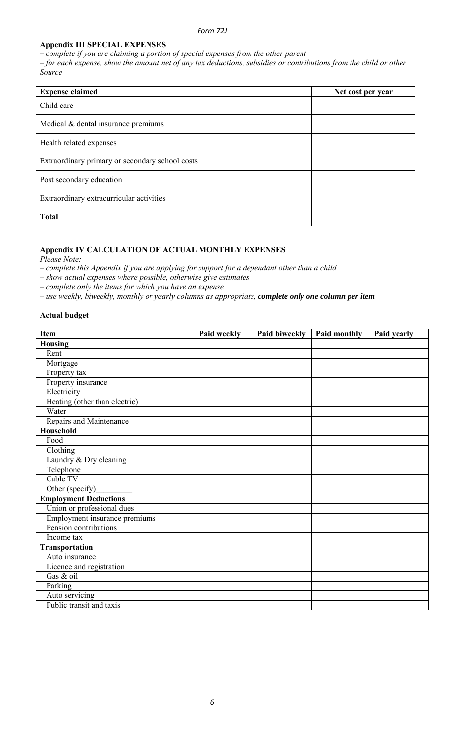### Appendix III SPECIAL EXPENSES

*– complete if you are claiming a portion of special expenses from the other parent*

*– for each expense, show the amount net of any tax deductions, subsidies or contributions from the child or other Source*

| Expense claimed | Net cost per year |
|---|---|
| Child care | |
| Medical & dental insurance premiums | |
| Health related expenses | |
| Extraordinary primary or secondary school costs | |
| Post secondary education | |
| Extraordinary extracurricular activities | |
| **Total** | |

### Appendix IV CALCULATION OF ACTUAL MONTHLY EXPENSES

*Please Note:*

*– complete this Appendix if you are applying for support for a dependant other than a child*

*– show actual expenses where possible, otherwise give estimates*

*– complete only the items for which you have an expense*

*– use weekly, biweekly, monthly or yearly columns as appropriate,* ***complete only one column per item***

**Actual budget**

| Item | Paid weekly | Paid biweekly | Paid monthly | Paid yearly |
|---|---|---|---|---|
| **Housing** | | | | |
| Rent | | | | |
| Mortgage | | | | |
| Property tax | | | | |
| Property insurance | | | | |
| Electricity | | | | |
| Heating (other than electric) | | | | |
| Water | | | | |
| Repairs and Maintenance | | | | |
| **Household** | | | | |
| Food | | | | |
| Clothing | | | | |
| Laundry & Dry cleaning | | | | |
| Telephone | | | | |
| Cable TV | | | | |
| Other (specify)_________ | | | | |
| **Employment Deductions** | | | | |
| Union or professional dues | | | | |
| Employment insurance premiums | | | | |
| Pension contributions | | | | |
| Income tax | | | | |
| **Transportation** | | | | |
| Auto insurance | | | | |
| Licence and registration | | | | |
| Gas & oil | | | | |
| Parking | | | | |
| Auto servicing | | | | |
| Public transit and taxis | | | | |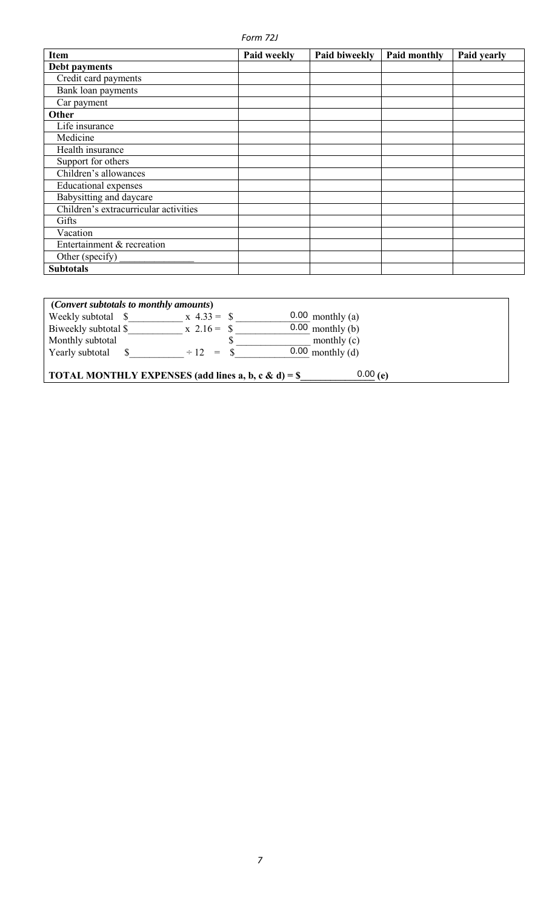*Form 72J*

| Item | Paid weekly | Paid biweekly | Paid monthly | Paid yearly |
|---|---|---|---|---|
| **Debt payments** | | | | |
| Credit card payments | | | | |
| Bank loan payments | | | | |
| Car payment | | | | |
| **Other** | | | | |
| Life insurance | | | | |
| Medicine | | | | |
| Health insurance | | | | |
| Support for others | | | | |
| Children's allowances | | | | |
| Educational expenses | | | | |
| Babysitting and daycare | | | | |
| Children's extracurricular activities | | | | |
| Gifts | | | | |
| Vacation | | | | |
| Entertainment & recreation | | | | |
| Other (specify) _______________ | | | | |
| **Subtotals** | | | | |

**(*Convert subtotals to monthly amounts*)**

Weekly subtotal $__________ x 4.33 = $ __________ 0.00 monthly (a)

Biweekly subtotal $__________ x 2.16 = $ __________ 0.00 monthly (b)

Monthly subtotal $ __________ monthly (c)

Yearly subtotal $__________ ÷ 12 = $ __________ 0.00 monthly (d)

**TOTAL MONTHLY EXPENSES (add lines a, b, c & d) = $__________ 0.00 (e)**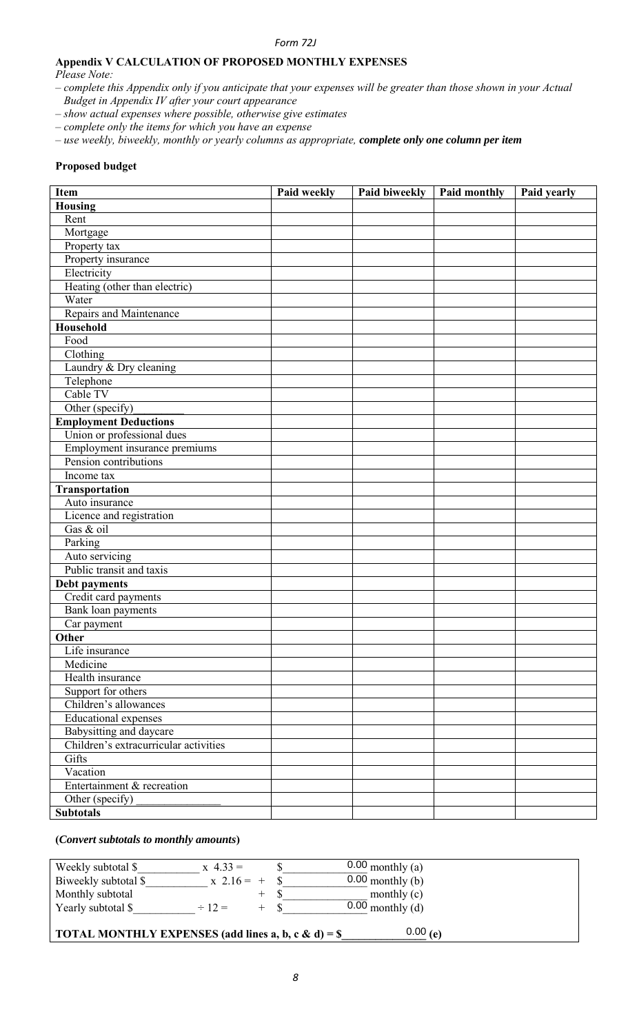Form 72J

**Appendix V CALCULATION OF PROPOSED MONTHLY EXPENSES**

*Please Note:*

*– complete this Appendix only if you anticipate that your expenses will be greater than those shown in your Actual Budget in Appendix IV after your court appearance*

*– show actual expenses where possible, otherwise give estimates*

*– complete only the items for which you have an expense*

*– use weekly, biweekly, monthly or yearly columns as appropriate,* ***complete only one column per item***

**Proposed budget**

| Item | Paid weekly | Paid biweekly | Paid monthly | Paid yearly |
|---|---|---|---|---|
| **Housing** | | | | |
| Rent | | | | |
| Mortgage | | | | |
| Property tax | | | | |
| Property insurance | | | | |
| Electricity | | | | |
| Heating (other than electric) | | | | |
| Water | | | | |
| Repairs and Maintenance | | | | |
| **Household** | | | | |
| Food | | | | |
| Clothing | | | | |
| Laundry & Dry cleaning | | | | |
| Telephone | | | | |
| Cable TV | | | | |
| Other (specify)_________ | | | | |
| **Employment Deductions** | | | | |
| Union or professional dues | | | | |
| Employment insurance premiums | | | | |
| Pension contributions | | | | |
| Income tax | | | | |
| **Transportation** | | | | |
| Auto insurance | | | | |
| Licence and registration | | | | |
| Gas & oil | | | | |
| Parking | | | | |
| Auto servicing | | | | |
| Public transit and taxis | | | | |
| **Debt payments** | | | | |
| Credit card payments | | | | |
| Bank loan payments | | | | |
| Car payment | | | | |
| **Other** | | | | |
| Life insurance | | | | |
| Medicine | | | | |
| Health insurance | | | | |
| Support for others | | | | |
| Children's allowances | | | | |
| Educational expenses | | | | |
| Babysitting and daycare | | | | |
| Children's extracurricular activities | | | | |
| Gifts | | | | |
| Vacation | | | | |
| Entertainment & recreation | | | | |
| Other (specify)_______________ | | | | |
| **Subtotals** | | | | |

**(*Convert subtotals to monthly amounts*)**

Weekly subtotal $__________ x 4.33 = $ 0.00 monthly (a)

Biweekly subtotal $__________ x 2.16 = + $ 0.00 monthly (b)

Monthly subtotal + $______________ monthly (c)

Yearly subtotal $__________ ÷ 12 = + $ 0.00 monthly (d)

**TOTAL MONTHLY EXPENSES (add lines a, b, c & d) = $** 0.00 **(e)**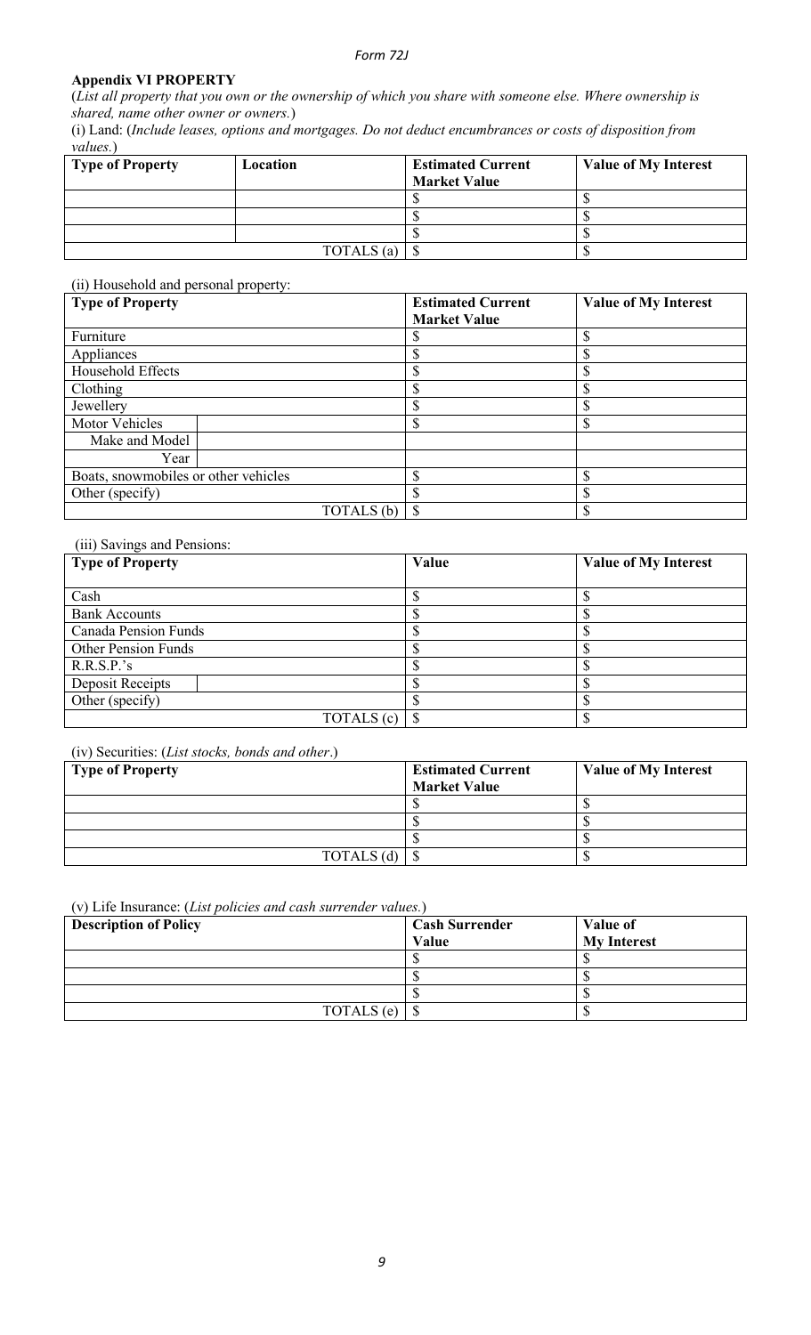**Appendix VI PROPERTY**

(*List all property that you own or the ownership of which you share with someone else. Where ownership is shared, name other owner or owners.*)

(i) Land: (*Include leases, options and mortgages. Do not deduct encumbrances or costs of disposition from values.*)

| Type of Property | Location | Estimated Current Market Value | Value of My Interest |
|---|---|---|---|
| | | $ | $ |
| | | $ | $ |
| | | $ | $ |
| | TOTALS (a) | $ | $ |

(ii) Household and personal property:

| Type of Property | | Estimated Current Market Value | Value of My Interest |
|---|---|---|---|
| Furniture | | $ | $ |
| Appliances | | $ | $ |
| Household Effects | | $ | $ |
| Clothing | | $ | $ |
| Jewellery | | $ | $ |
| Motor Vehicles | | $ | $ |
| Make and Model | | | |
| Year | | | |
| Boats, snowmobiles or other vehicles | | $ | $ |
| Other (specify) | | $ | $ |
| | TOTALS (b) | $ | $ |

(iii) Savings and Pensions:

| Type of Property | | Value | Value of My Interest |
|---|---|---|---|
| Cash | | $ | $ |
| Bank Accounts | | $ | $ |
| Canada Pension Funds | | $ | $ |
| Other Pension Funds | | $ | $ |
| R.R.S.P.'s | | $ | $ |
| Deposit Receipts | | $ | $ |
| Other (specify) | | $ | $ |
| | TOTALS (c) | $ | $ |

(iv) Securities: (*List stocks, bonds and other*.)

| Type of Property | Estimated Current Market Value | Value of My Interest |
|---|---|---|
| | $ | $ |
| | $ | $ |
| | $ | $ |
| TOTALS (d) | $ | $ |

(v) Life Insurance: (*List policies and cash surrender values.*)

| Description of Policy | Cash Surrender Value | Value of My Interest |
|---|---|---|
| | $ | $ |
| | $ | $ |
| | $ | $ |
| TOTALS (e) | $ | $ |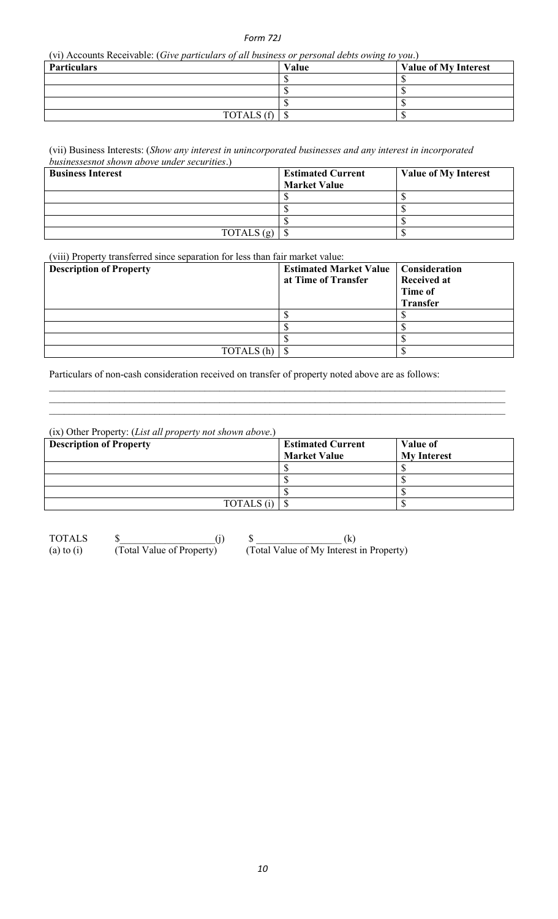(vi) Accounts Receivable: (*Give particulars of all business or personal debts owing to you*.)

| Particulars | Value | Value of My Interest |
|---|---|---|
| | $ | $ |
| | $ | $ |
| | $ | $ |
| TOTALS (f) | $ | $ |

(vii) Business Interests: (*Show any interest in unincorporated businesses and any interest in incorporated businessesnot shown above under securities*.)

| Business Interest | Estimated Current Market Value | Value of My Interest |
|---|---|---|
| | $ | $ |
| | $ | $ |
| | $ | $ |
| TOTALS (g) | $ | $ |

(viii) Property transferred since separation for less than fair market value:

| Description of Property | Estimated Market Value at Time of Transfer | Consideration Received at Time of Transfer |
|---|---|---|
| | $ | $ |
| | $ | $ |
| | $ | $ |
| TOTALS (h) | $ | $ |

Particulars of non-cash consideration received on transfer of property noted above are as follows:

\_\_\_\_\_\_\_\_\_\_\_\_\_\_\_\_\_\_\_\_\_\_\_\_\_\_\_\_\_\_\_\_\_\_\_\_\_\_\_\_\_\_\_\_\_\_\_\_\_\_\_\_\_\_\_\_\_\_\_\_\_\_\_\_\_\_\_\_\_\_\_\_\_\_\_\_\_\_
\_\_\_\_\_\_\_\_\_\_\_\_\_\_\_\_\_\_\_\_\_\_\_\_\_\_\_\_\_\_\_\_\_\_\_\_\_\_\_\_\_\_\_\_\_\_\_\_\_\_\_\_\_\_\_\_\_\_\_\_\_\_\_\_\_\_\_\_\_\_\_\_\_\_\_\_\_\_
\_\_\_\_\_\_\_\_\_\_\_\_\_\_\_\_\_\_\_\_\_\_\_\_\_\_\_\_\_\_\_\_\_\_\_\_\_\_\_\_\_\_\_\_\_\_\_\_\_\_\_\_\_\_\_\_\_\_\_\_\_\_\_\_\_\_\_\_\_\_\_\_\_\_\_\_\_\_

(ix) Other Property: (*List all property not shown above*.)

| Description of Property | Estimated Current Market Value | Value of My Interest |
|---|---|---|
| | $ | $ |
| | $ | $ |
| | $ | $ |
| TOTALS (i) | $ | $ |

TOTALS (a) to (i) $\_\_\_\_\_\_\_\_\_\_\_\_\_\_\_\_\_\_(j) (Total Value of Property) $ \_\_\_\_\_\_\_\_\_\_\_\_\_\_\_\_ (k) (Total Value of My Interest in Property)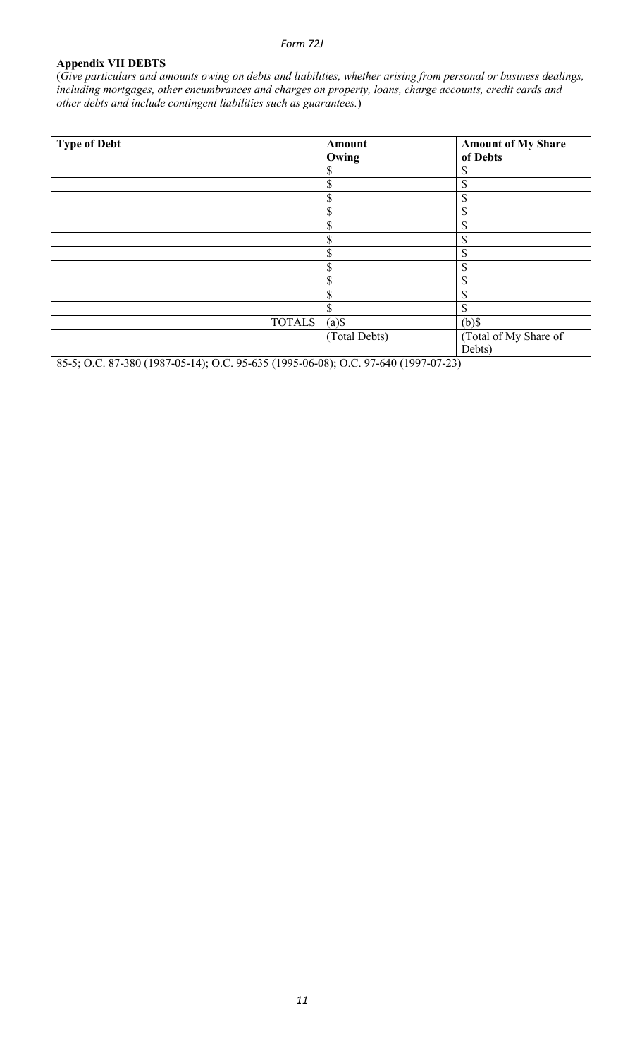**Appendix VII DEBTS**

(*Give particulars and amounts owing on debts and liabilities, whether arising from personal or business dealings, including mortgages, other encumbrances and charges on property, loans, charge accounts, credit cards and other debts and include contingent liabilities such as guarantees.*)

| **Type of Debt** | **Amount Owing** | **Amount of My Share of Debts** |
|---|---|---|
| | $ | $ |
| | $ | $ |
| | $ | $ |
| | $ | $ |
| | $ | $ |
| | $ | $ |
| | $ | $ |
| | $ | $ |
| | $ | $ |
| | $ | $ |
| | $ | $ |
| TOTALS | (a)$ | (b)$ |
| | (Total Debts) | (Total of My Share of Debts) |

85-5; O.C. 87-380 (1987-05-14); O.C. 95-635 (1995-06-08); O.C. 97-640 (1997-07-23)